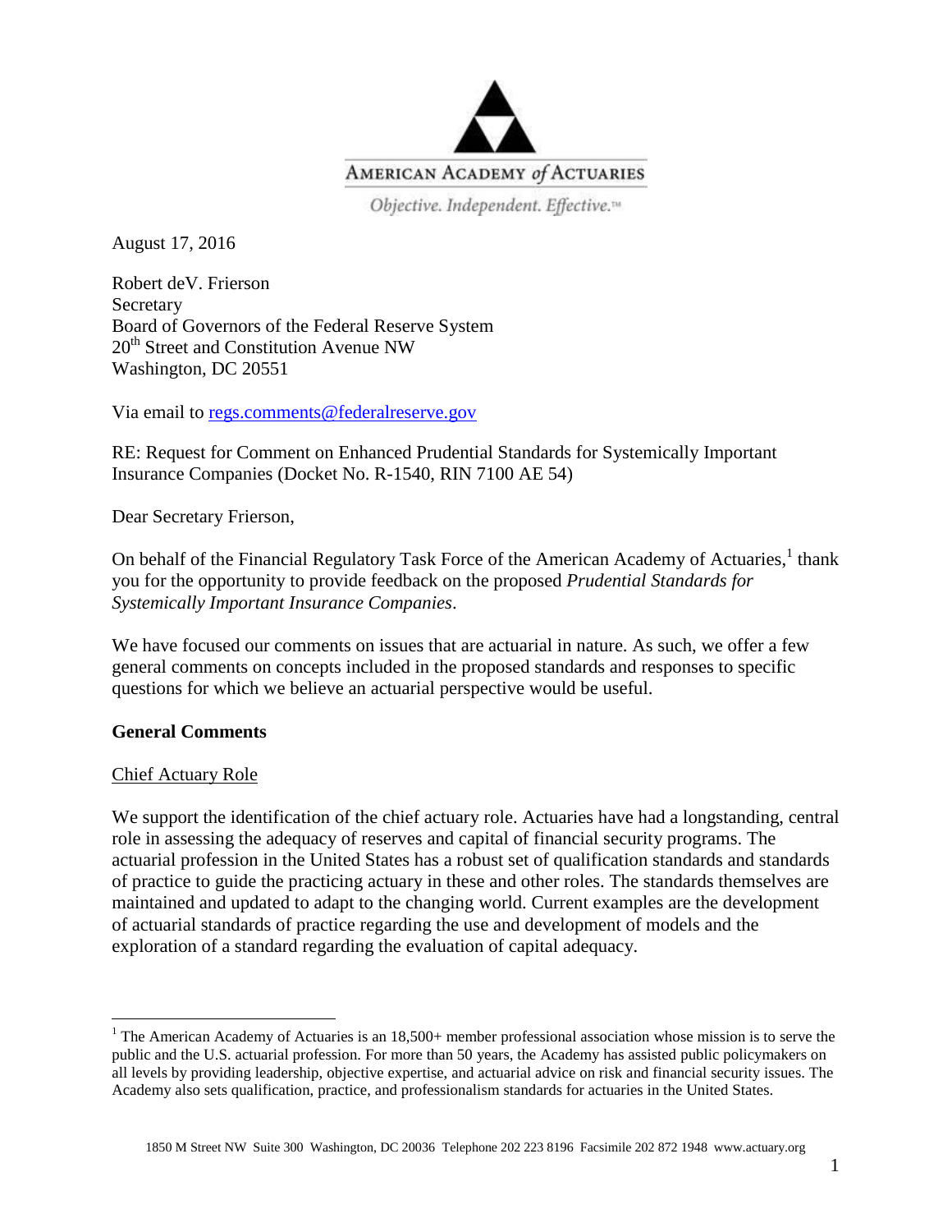AMERICAN ACADEMY *of* ACTUARIES

*Objective. Independent. Effective.™*

August 17, 2016

Robert deV. Frierson
Secretary
Board of Governors of the Federal Reserve System
20th Street and Constitution Avenue NW
Washington, DC 20551

Via email to regs.comments@federalreserve.gov

RE: Request for Comment on Enhanced Prudential Standards for Systemically Important Insurance Companies (Docket No. R-1540, RIN 7100 AE 54)

Dear Secretary Frierson,

On behalf of the Financial Regulatory Task Force of the American Academy of Actuaries,[1] thank you for the opportunity to provide feedback on the proposed *Prudential Standards for Systemically Important Insurance Companies*.

We have focused our comments on issues that are actuarial in nature. As such, we offer a few general comments on concepts included in the proposed standards and responses to specific questions for which we believe an actuarial perspective would be useful.

**General Comments**

Chief Actuary Role

We support the identification of the chief actuary role. Actuaries have had a longstanding, central role in assessing the adequacy of reserves and capital of financial security programs. The actuarial profession in the United States has a robust set of qualification standards and standards of practice to guide the practicing actuary in these and other roles. The standards themselves are maintained and updated to adapt to the changing world. Current examples are the development of actuarial standards of practice regarding the use and development of models and the exploration of a standard regarding the evaluation of capital adequacy.

[1] The American Academy of Actuaries is an 18,500+ member professional association whose mission is to serve the public and the U.S. actuarial profession. For more than 50 years, the Academy has assisted public policymakers on all levels by providing leadership, objective expertise, and actuarial advice on risk and financial security issues. The Academy also sets qualification, practice, and professionalism standards for actuaries in the United States.

1850 M Street NW Suite 300 Washington, DC 20036 Telephone 202 223 8196 Facsimile 202 872 1948 www.actuary.org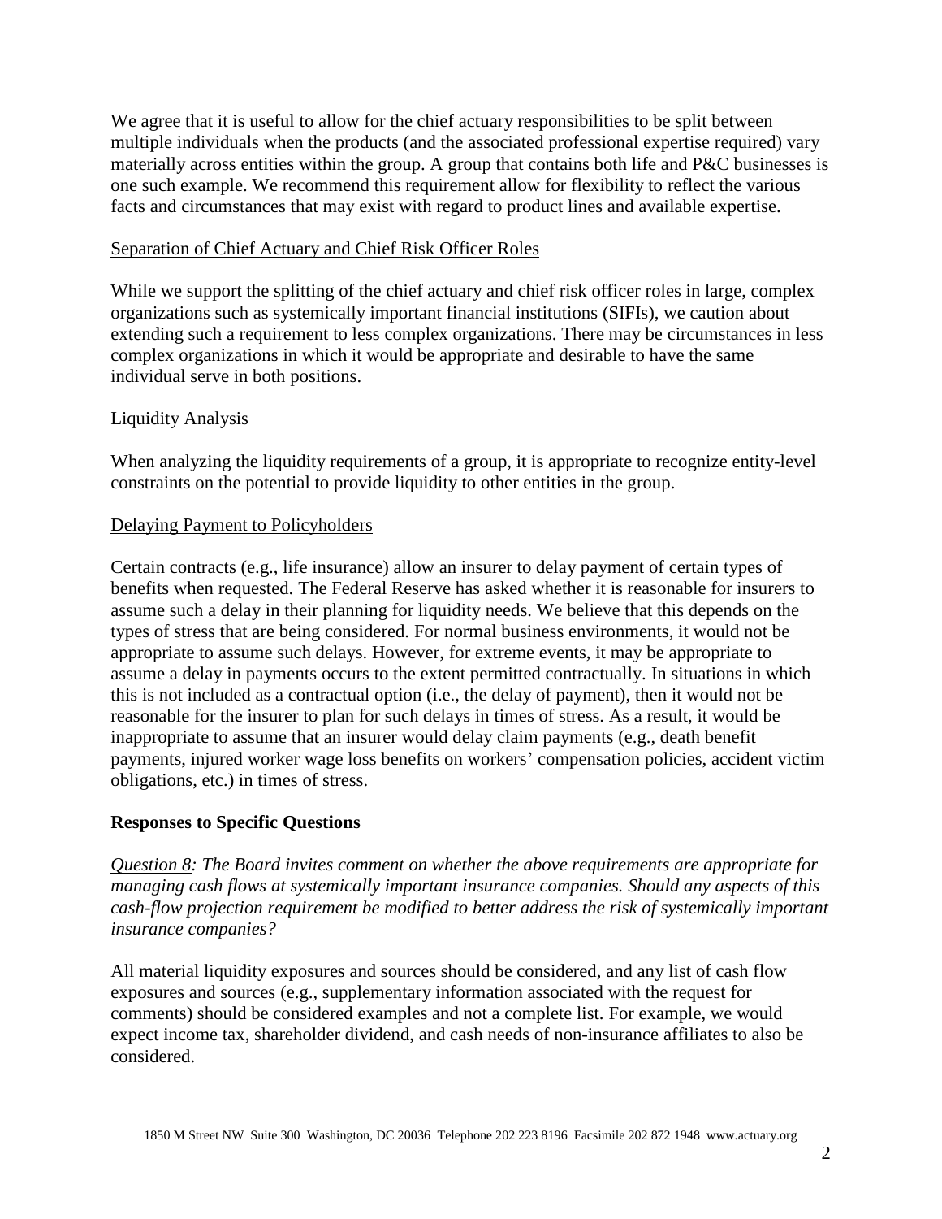We agree that it is useful to allow for the chief actuary responsibilities to be split between multiple individuals when the products (and the associated professional expertise required) vary materially across entities within the group. A group that contains both life and P&C businesses is one such example. We recommend this requirement allow for flexibility to reflect the various facts and circumstances that may exist with regard to product lines and available expertise.

<u>Separation of Chief Actuary and Chief Risk Officer Roles</u>

While we support the splitting of the chief actuary and chief risk officer roles in large, complex organizations such as systemically important financial institutions (SIFIs), we caution about extending such a requirement to less complex organizations. There may be circumstances in less complex organizations in which it would be appropriate and desirable to have the same individual serve in both positions.

<u>Liquidity Analysis</u>

When analyzing the liquidity requirements of a group, it is appropriate to recognize entity-level constraints on the potential to provide liquidity to other entities in the group.

<u>Delaying Payment to Policyholders</u>

Certain contracts (e.g., life insurance) allow an insurer to delay payment of certain types of benefits when requested. The Federal Reserve has asked whether it is reasonable for insurers to assume such a delay in their planning for liquidity needs. We believe that this depends on the types of stress that are being considered. For normal business environments, it would not be appropriate to assume such delays. However, for extreme events, it may be appropriate to assume a delay in payments occurs to the extent permitted contractually. In situations in which this is not included as a contractual option (i.e., the delay of payment), then it would not be reasonable for the insurer to plan for such delays in times of stress. As a result, it would be inappropriate to assume that an insurer would delay claim payments (e.g., death benefit payments, injured worker wage loss benefits on workers' compensation policies, accident victim obligations, etc.) in times of stress.

**Responses to Specific Questions**

*<u>Question 8</u>: The Board invites comment on whether the above requirements are appropriate for managing cash flows at systemically important insurance companies. Should any aspects of this cash-flow projection requirement be modified to better address the risk of systemically important insurance companies?*

All material liquidity exposures and sources should be considered, and any list of cash flow exposures and sources (e.g., supplementary information associated with the request for comments) should be considered examples and not a complete list. For example, we would expect income tax, shareholder dividend, and cash needs of non-insurance affiliates to also be considered.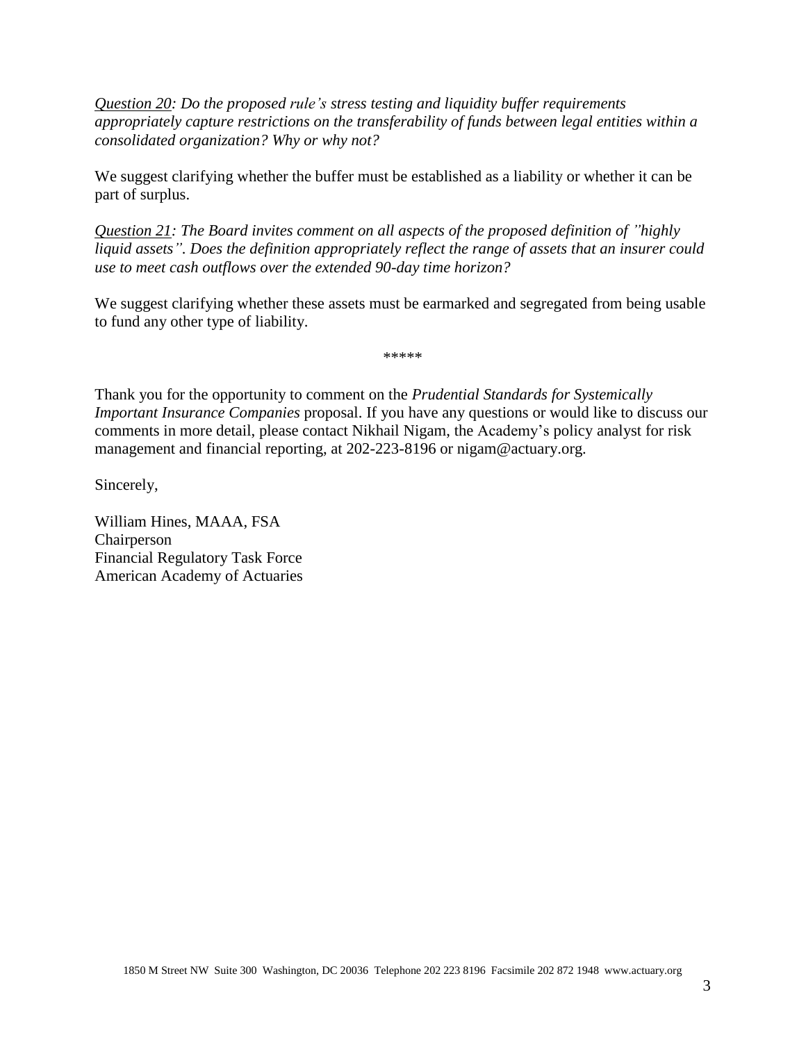*<u>Question 20</u>: Do the proposed rule's stress testing and liquidity buffer requirements appropriately capture restrictions on the transferability of funds between legal entities within a consolidated organization? Why or why not?*

We suggest clarifying whether the buffer must be established as a liability or whether it can be part of surplus.

*<u>Question 21</u>: The Board invites comment on all aspects of the proposed definition of "highly liquid assets". Does the definition appropriately reflect the range of assets that an insurer could use to meet cash outflows over the extended 90-day time horizon?*

We suggest clarifying whether these assets must be earmarked and segregated from being usable to fund any other type of liability.

*****

Thank you for the opportunity to comment on the *Prudential Standards for Systemically Important Insurance Companies* proposal. If you have any questions or would like to discuss our comments in more detail, please contact Nikhail Nigam, the Academy's policy analyst for risk management and financial reporting, at 202-223-8196 or nigam@actuary.org.

Sincerely,

William Hines, MAAA, FSA
Chairperson
Financial Regulatory Task Force
American Academy of Actuaries